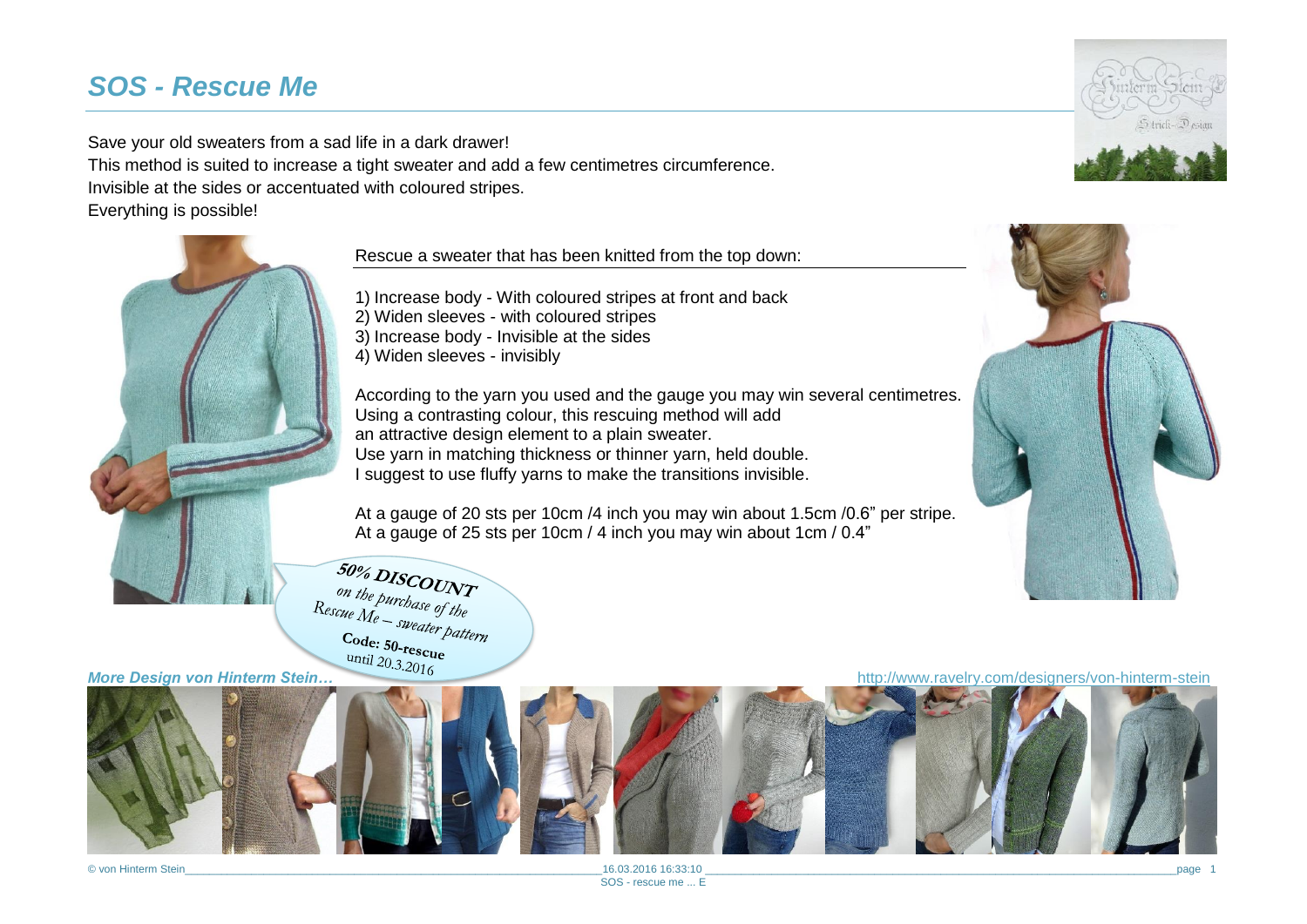# *SOS - Rescue Me*

Save your old sweaters from a sad life in a dark drawer!
This method is suited to increase a tight sweater and add a few centimetres circumference.
Invisible at the sides or accentuated with coloured stripes.
Everything is possible!

Rescue a sweater that has been knitted from the top down:

1) Increase body - With coloured stripes at front and back
2) Widen sleeves - with coloured stripes
3) Increase body - Invisible at the sides
4) Widen sleeves - invisibly

According to the yarn you used and the gauge you may win several centimetres.
Using a contrasting colour, this rescuing method will add an attractive design element to a plain sweater.
Use yarn in matching thickness or thinner yarn, held double.
I suggest to use fluffy yarns to make the transitions invisible.

At a gauge of 20 sts per 10cm /4 inch you may win about 1.5cm /0.6" per stripe.
At a gauge of 25 sts per 10cm / 4 inch you may win about 1cm / 0.4"

**50% DISCOUNT** on the purchase of the Rescue Me – sweater pattern
**Code: 50-rescue** until 20.3.2016

***More Design von Hinterm Stein…*** http://www.ravelry.com/designers/von-hinterm-stein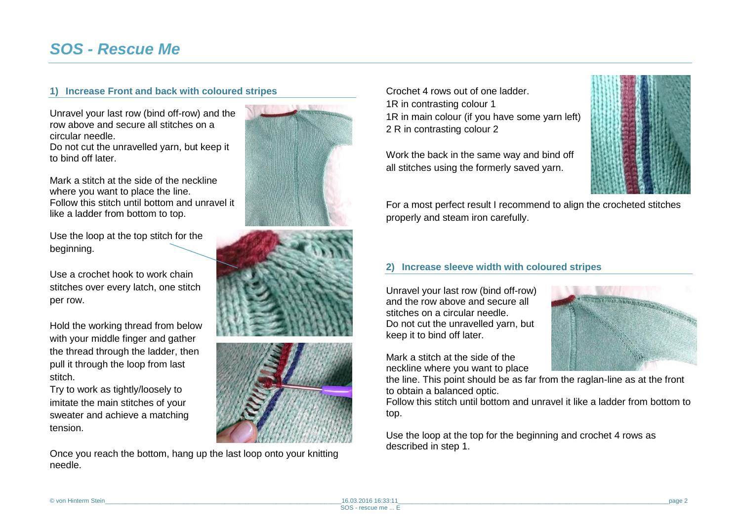# SOS - Rescue Me

## 1) Increase Front and back with coloured stripes

Unravel your last row (bind off-row) and the row above and secure all stitches on a circular needle.
Do not cut the unravelled yarn, but keep it to bind off later.

Mark a stitch at the side of the neckline where you want to place the line.
Follow this stitch until bottom and unravel it like a ladder from bottom to top.

Use the loop at the top stitch for the beginning.

Use a crochet hook to work chain stitches over every latch, one stitch per row.

Hold the working thread from below with your middle finger and gather the thread through the ladder, then pull it through the loop from last stitch.
Try to work as tightly/loosely to imitate the main stitches of your sweater and achieve a matching tension.

Once you reach the bottom, hang up the last loop onto your knitting needle.

Crochet 4 rows out of one ladder.
1R in contrasting colour 1
1R in main colour (if you have some yarn left)
2 R in contrasting colour 2

Work the back in the same way and bind off all stitches using the formerly saved yarn.

For a most perfect result I recommend to align the crocheted stitches properly and steam iron carefully.

## 2) Increase sleeve width with coloured stripes

Unravel your last row (bind off-row) and the row above and secure all stitches on a circular needle.
Do not cut the unravelled yarn, but keep it to bind off later.

Mark a stitch at the side of the neckline where you want to place the line. This point should be as far from the raglan-line as at the front to obtain a balanced optic.
Follow this stitch until bottom and unravel it like a ladder from bottom to top.

Use the loop at the top for the beginning and crochet 4 rows as described in step 1.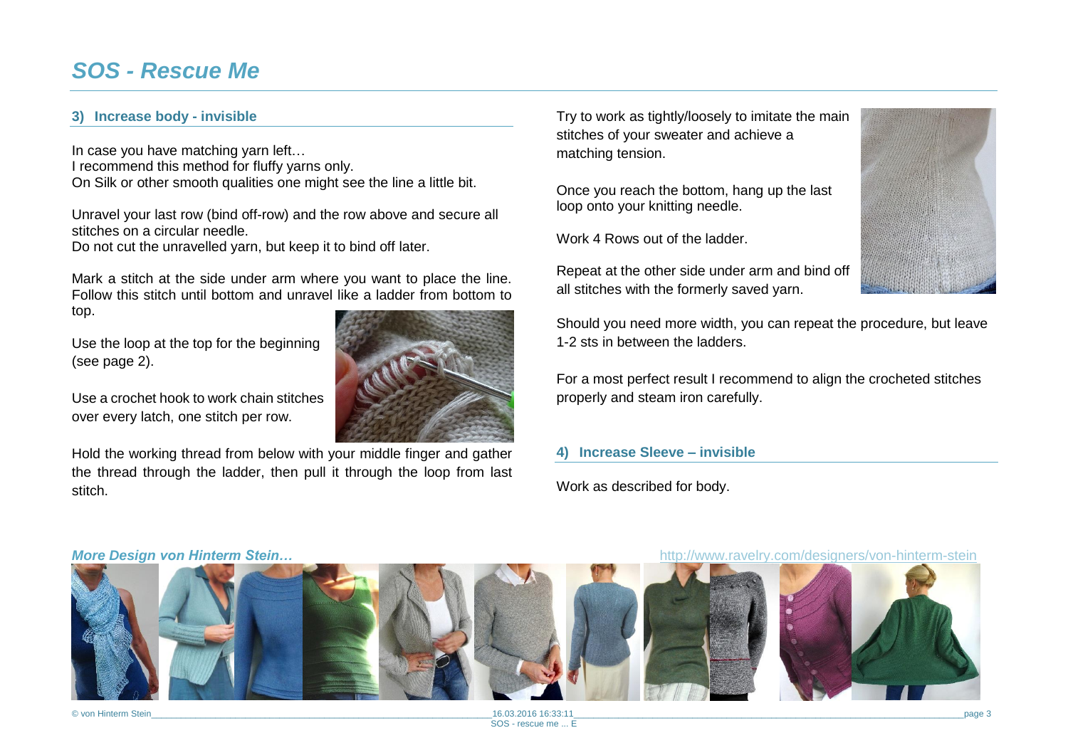# SOS - Rescue Me

## 3) Increase body - invisible

In case you have matching yarn left…
I recommend this method for fluffy yarns only.
On Silk or other smooth qualities one might see the line a little bit.

Unravel your last row (bind off-row) and the row above and secure all stitches on a circular needle.
Do not cut the unravelled yarn, but keep it to bind off later.

Mark a stitch at the side under arm where you want to place the line. Follow this stitch until bottom and unravel like a ladder from bottom to top.

Use the loop at the top for the beginning (see page 2).

Use a crochet hook to work chain stitches over every latch, one stitch per row.

Hold the working thread from below with your middle finger and gather the thread through the ladder, then pull it through the loop from last stitch.

Try to work as tightly/loosely to imitate the main stitches of your sweater and achieve a matching tension.

Once you reach the bottom, hang up the last loop onto your knitting needle.

Work 4 Rows out of the ladder.

Repeat at the other side under arm and bind off all stitches with the formerly saved yarn.

Should you need more width, you can repeat the procedure, but leave 1-2 sts in between the ladders.

For a most perfect result I recommend to align the crocheted stitches properly and steam iron carefully.

## 4) Increase Sleeve – invisible

Work as described for body.

*More Design von Hinterm Stein…* http://www.ravelry.com/designers/von-hinterm-stein